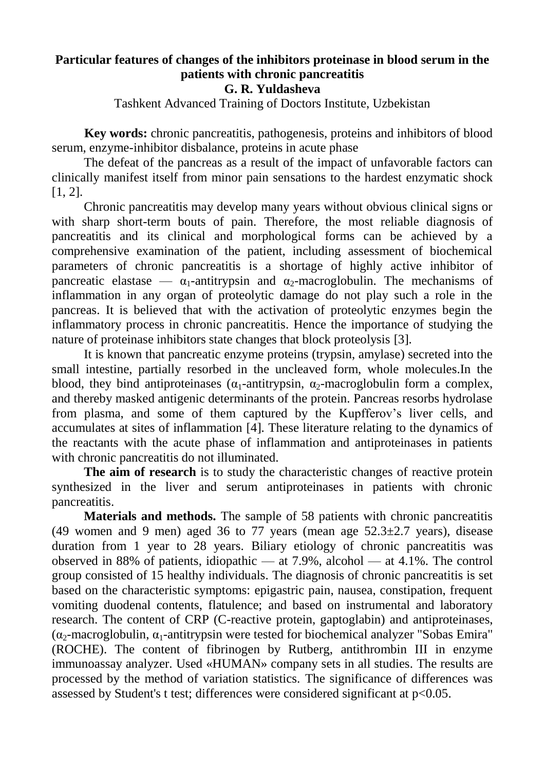# Particular features of changes of the inhibitors proteinase in blood serum in the patients with chronic pancreatitis

**G. R. Yuldasheva**

Tashkent Advanced Training of Doctors Institute, Uzbekistan

**Key words:** chronic pancreatitis, pathogenesis, proteins and inhibitors of blood serum, enzyme-inhibitor disbalance, proteins in acute phase

The defeat of the pancreas as a result of the impact of unfavorable factors can clinically manifest itself from minor pain sensations to the hardest enzymatic shock [1, 2].

Chronic pancreatitis may develop many years without obvious clinical signs or with sharp short-term bouts of pain. Therefore, the most reliable diagnosis of pancreatitis and its clinical and morphological forms can be achieved by a comprehensive examination of the patient, including assessment of biochemical parameters of chronic pancreatitis is a shortage of highly active inhibitor of pancreatic elastase — $\alpha_1$-antitrypsin and $\alpha_2$-macroglobulin. The mechanisms of inflammation in any organ of proteolytic damage do not play such a role in the pancreas. It is believed that with the activation of proteolytic enzymes begin the inflammatory process in chronic pancreatitis. Hence the importance of studying the nature of proteinase inhibitors state changes that block proteolysis [3].

It is known that pancreatic enzyme proteins (trypsin, amylase) secreted into the small intestine, partially resorbed in the uncleaved form, whole molecules.In the blood, they bind antiproteinases ($\alpha_1$-antitrypsin, $\alpha_2$-macroglobulin form a complex, and thereby masked antigenic determinants of the protein. Pancreas resorbs hydrolase from plasma, and some of them captured by the Kupfferov's liver cells, and accumulates at sites of inflammation [4]. These literature relating to the dynamics of the reactants with the acute phase of inflammation and antiproteinases in patients with chronic pancreatitis do not illuminated.

**The aim of research** is to study the characteristic changes of reactive protein synthesized in the liver and serum antiproteinases in patients with chronic pancreatitis.

**Materials and methods.** The sample of 58 patients with chronic pancreatitis (49 women and 9 men) aged 36 to 77 years (mean age 52.3±2.7 years), disease duration from 1 year to 28 years. Biliary etiology of chronic pancreatitis was observed in 88% of patients, idiopathic — at 7.9%, alcohol — at 4.1%. The control group consisted of 15 healthy individuals. The diagnosis of chronic pancreatitis is set based on the characteristic symptoms: epigastric pain, nausea, constipation, frequent vomiting duodenal contents, flatulence; and based on instrumental and laboratory research. The content of CRP (C-reactive protein, gaptoglabin) and antiproteinases, ($\alpha_2$-macroglobulin, $\alpha_1$-antitrypsin were tested for biochemical analyzer "Sobas Emira" (ROCHE). The content of fibrinogen by Rutberg, antithrombin III in enzyme immunoassay analyzer. Used «HUMAN» company sets in all studies. The results are processed by the method of variation statistics. The significance of differences was assessed by Student's t test; differences were considered significant at $p<0.05$.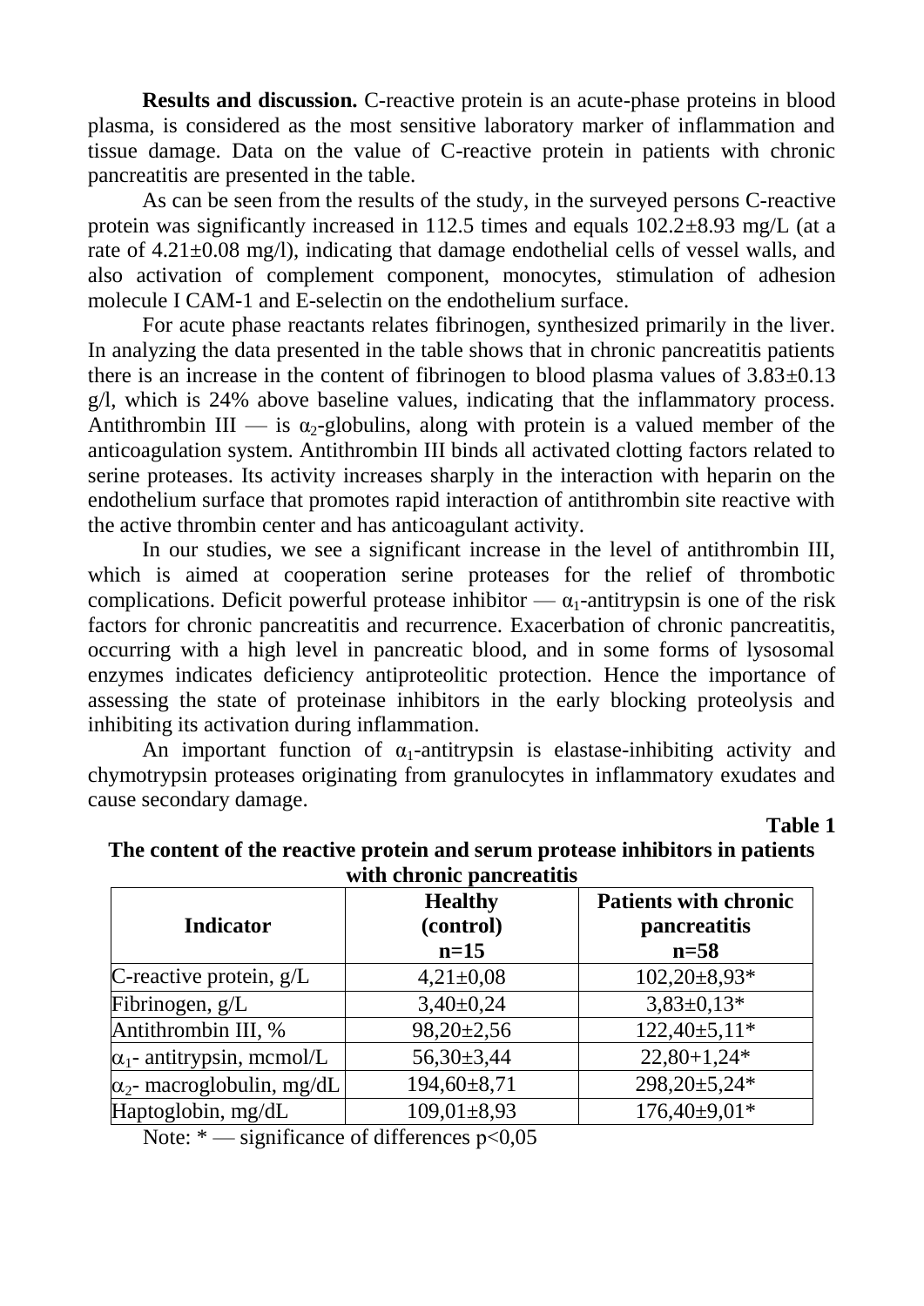**Results and discussion.** C-reactive protein is an acute-phase proteins in blood plasma, is considered as the most sensitive laboratory marker of inflammation and tissue damage. Data on the value of C-reactive protein in patients with chronic pancreatitis are presented in the table.

As can be seen from the results of the study, in the surveyed persons C-reactive protein was significantly increased in 112.5 times and equals 102.2±8.93 mg/L (at a rate of 4.21±0.08 mg/l), indicating that damage endothelial cells of vessel walls, and also activation of complement component, monocytes, stimulation of adhesion molecule I CAM-1 and E-selectin on the endothelium surface.

For acute phase reactants relates fibrinogen, synthesized primarily in the liver. In analyzing the data presented in the table shows that in chronic pancreatitis patients there is an increase in the content of fibrinogen to blood plasma values of 3.83±0.13 g/l, which is 24% above baseline values, indicating that the inflammatory process. Antithrombin III — is $\alpha_2$-globulins, along with protein is a valued member of the anticoagulation system. Antithrombin III binds all activated clotting factors related to serine proteases. Its activity increases sharply in the interaction with heparin on the endothelium surface that promotes rapid interaction of antithrombin site reactive with the active thrombin center and has anticoagulant activity.

In our studies, we see a significant increase in the level of antithrombin III, which is aimed at cooperation serine proteases for the relief of thrombotic complications. Deficit powerful protease inhibitor — $\alpha_1$-antitrypsin is one of the risk factors for chronic pancreatitis and recurrence. Exacerbation of chronic pancreatitis, occurring with a high level in pancreatic blood, and in some forms of lysosomal enzymes indicates deficiency antiproteolitic protection. Hence the importance of assessing the state of proteinase inhibitors in the early blocking proteolysis and inhibiting its activation during inflammation.

An important function of $\alpha_1$-antitrypsin is elastase-inhibiting activity and chymotrypsin proteases originating from granulocytes in inflammatory exudates and cause secondary damage.

**Table 1**

**The content of the reactive protein and serum protease inhibitors in patients with chronic pancreatitis**

| Indicator | Healthy (control) n=15 | Patients with chronic pancreatitis n=58 |
|---|---|---|
| C-reactive protein, g/L | 4,21±0,08 | 102,20±8,93* |
| Fibrinogen, g/L | 3,40±0,24 | 3,83±0,13* |
| Antithrombin III, % | 98,20±2,56 | 122,40±5,11* |
| $\alpha_1$- antitrypsin, mcmol/L | 56,30±3,44 | 22,80+1,24* |
| $\alpha_2$- macroglobulin, mg/dL | 194,60±8,71 | 298,20±5,24* |
| Haptoglobin, mg/dL | 109,01±8,93 | 176,40±9,01* |

Note: * — significance of differences $p<0,05$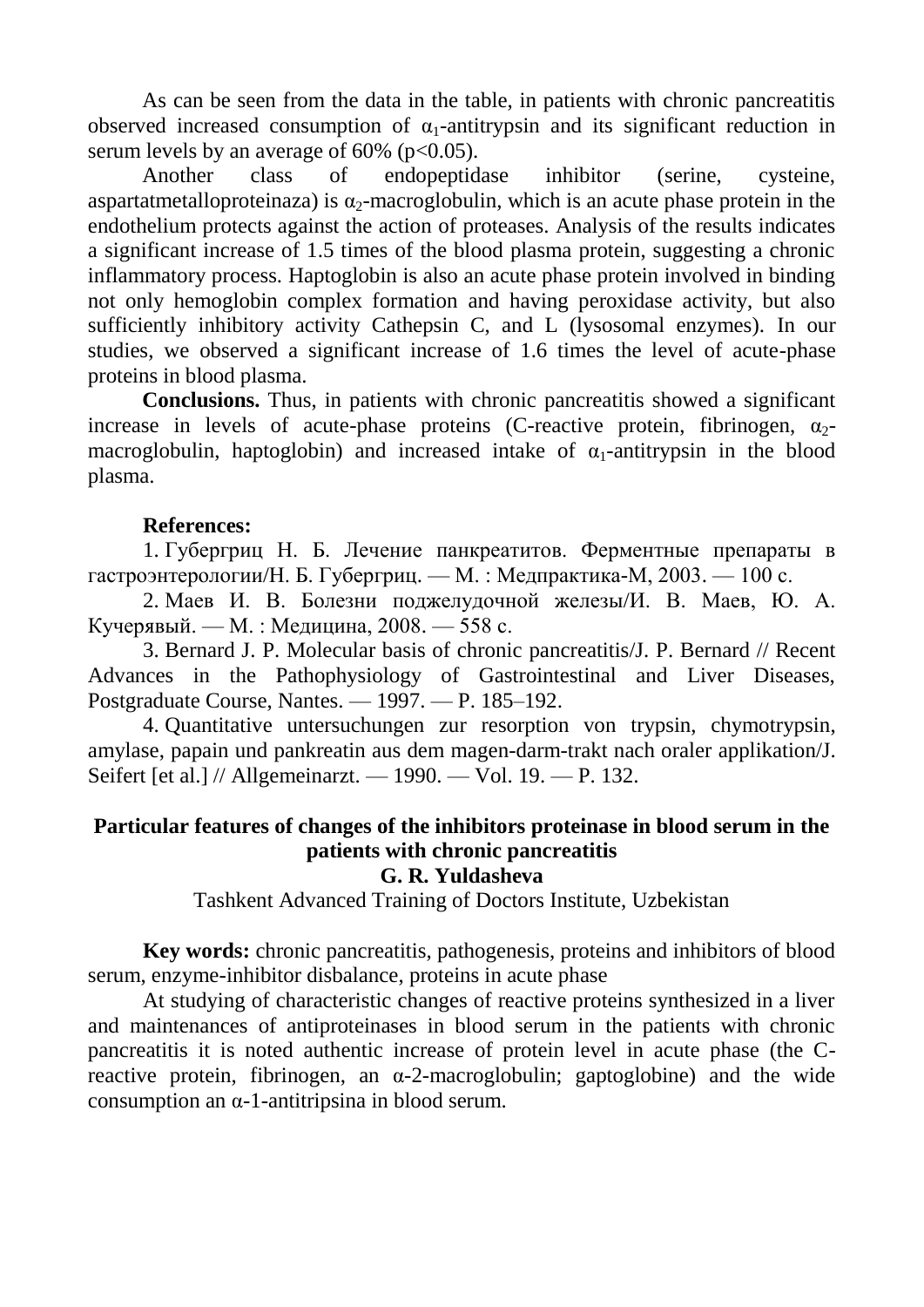As can be seen from the data in the table, in patients with chronic pancreatitis observed increased consumption of $\alpha_1$-antitrypsin and its significant reduction in serum levels by an average of 60% ($p<0.05$).

Another class of endopeptidase inhibitor (serine, cysteine, aspartatmetalloproteinaza) is $\alpha_2$-macroglobulin, which is an acute phase protein in the endothelium protects against the action of proteases. Analysis of the results indicates a significant increase of 1.5 times of the blood plasma protein, suggesting a chronic inflammatory process. Haptoglobin is also an acute phase protein involved in binding not only hemoglobin complex formation and having peroxidase activity, but also sufficiently inhibitory activity Cathepsin C, and L (lysosomal enzymes). In our studies, we observed a significant increase of 1.6 times the level of acute-phase proteins in blood plasma.

**Conclusions.** Thus, in patients with chronic pancreatitis showed a significant increase in levels of acute-phase proteins (C-reactive protein, fibrinogen, $\alpha_2$-macroglobulin, haptoglobin) and increased intake of $\alpha_1$-antitrypsin in the blood plasma.

**References:**

1. Губергриц Н. Б. Лечение панкреатитов. Ферментные препараты в гастроэнтерологии/Н. Б. Губергриц. — М. : Медпрактика-М, 2003. — 100 с.
2. Маев И. В. Болезни поджелудочной железы/И. В. Маев, Ю. А. Кучерявый. — М. : Медицина, 2008. — 558 с.
3. Bernard J. P. Molecular basis of chronic pancreatitis/J. P. Bernard // Recent Advances in the Pathophysiology of Gastrointestinal and Liver Diseases, Postgraduate Course, Nantes. — 1997. — P. 185–192.
4. Quantitative untersuchungen zur resorption von trypsin, chymotrypsin, amylase, papain und pankreatin aus dem magen-darm-trakt nach oraler applikation/J. Seifert [et al.] // Allgemeinarzt. — 1990. — Vol. 19. — P. 132.

## Particular features of changes of the inhibitors proteinase in blood serum in the patients with chronic pancreatitis

**G. R. Yuldasheva**

Tashkent Advanced Training of Doctors Institute, Uzbekistan

**Key words:** chronic pancreatitis, pathogenesis, proteins and inhibitors of blood serum, enzyme-inhibitor disbalance, proteins in acute phase

At studying of characteristic changes of reactive proteins synthesized in a liver and maintenances of antiproteinases in blood serum in the patients with chronic pancreatitis it is noted authentic increase of protein level in acute phase (the C-reactive protein, fibrinogen, an $\alpha$-2-macroglobulin; gaptoglobine) and the wide consumption an $\alpha$-1-antitripsina in blood serum.